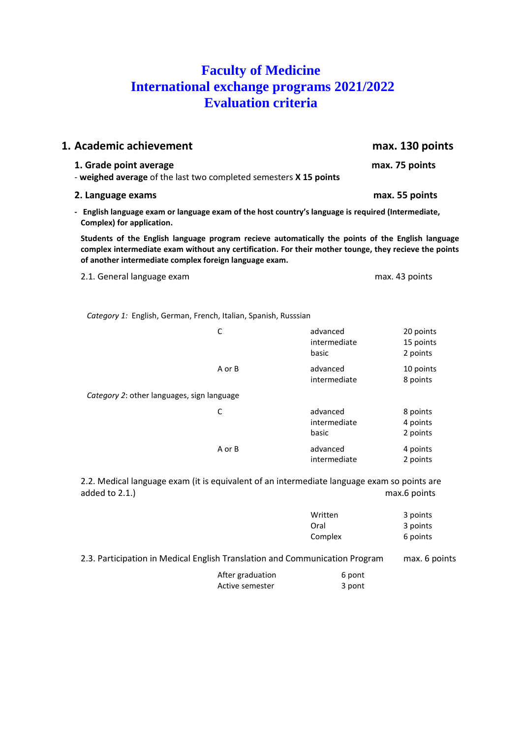# Faculty of Medicine
# International exchange programs 2021/2022
# Evaluation criteria

## 1. Academic achievement — max. 130 points

### 1. Grade point average — max. 75 points

- **weighed average** of the last two completed semesters **X 15 points**

### 2. Language exams — max. 55 points

- **English language exam or language exam of the host country's language is required (Intermediate, Complex) for application.**

**Students of the English language program recieve automatically the points of the English language complex intermediate exam without any certification. For their mother tounge, they recieve the points of another intermediate complex foreign language exam.**

2.1. General language exam — max. 43 points

*Category 1:* English, German, French, Italian, Spanish, Russsian

| | | |
|---|---|---|
| C | advanced | 20 points |
| | intermediate | 15 points |
| | basic | 2 points |
| A or B | advanced | 10 points |
| | intermediate | 8 points |

*Category 2*: other languages, sign language

| | | |
|---|---|---|
| C | advanced | 8 points |
| | intermediate | 4 points |
| | basic | 2 points |
| A or B | advanced | 4 points |
| | intermediate | 2 points |

2.2. Medical language exam (it is equivalent of an intermediate language exam so points are added to 2.1.) — max.6 points

| | |
|---|---|
| Written | 3 points |
| Oral | 3 points |
| Complex | 6 points |

2.3. Participation in Medical English Translation and Communication Program — max. 6 points

| | |
|---|---|
| After graduation | 6 pont |
| Active semester | 3 pont |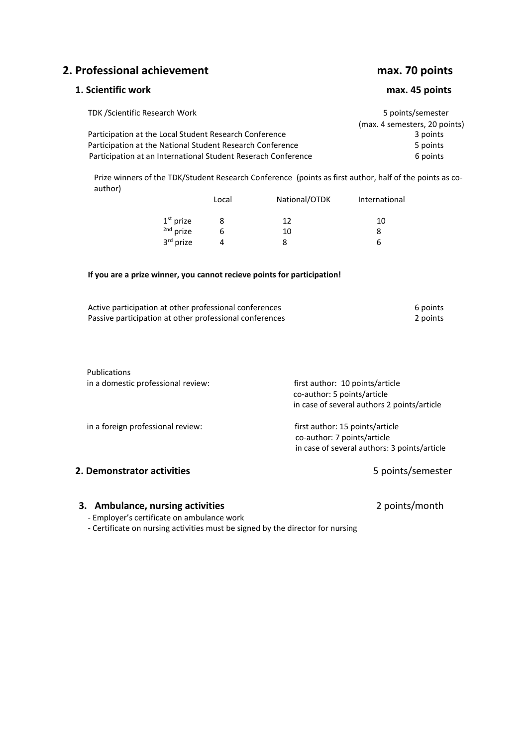## 2. Professional achievement — max. 70 points

### 1. Scientific work — max. 45 points

| | |
|---|---|
| TDK /Scientific Research Work | 5 points/semester (max. 4 semesters, 20 points) |
| Participation at the Local Student Research Conference | 3 points |
| Participation at the National Student Research Conference | 5 points |
| Participation at an International Student Reserach Conference | 6 points |

Prize winners of the TDK/Student Research Conference (points as first author, half of the points as co-author)

| | Local | National/OTDK | International |
|---|---|---|---|
| 1st prize | 8 | 12 | 10 |
| 2nd prize | 6 | 10 | 8 |
| 3rd prize | 4 | 8 | 6 |

**If you are a prize winner, you cannot recieve points for participation!**

| | |
|---|---|
| Active participation at other professional conferences | 6 points |
| Passive participation at other professional conferences | 2 points |

Publications

| | |
|---|---|
| in a domestic professional review: | first author: 10 points/article<br>co-author: 5 points/article<br>in case of several authors 2 points/article |
| in a foreign professional review: | first author: 15 points/article<br>co-author: 7 points/article<br>in case of several authors: 3 points/article |

### 2. Demonstrator activities — 5 points/semester

### 3. Ambulance, nursing activities — 2 points/month

- Employer's certificate on ambulance work
- Certificate on nursing activities must be signed by the director for nursing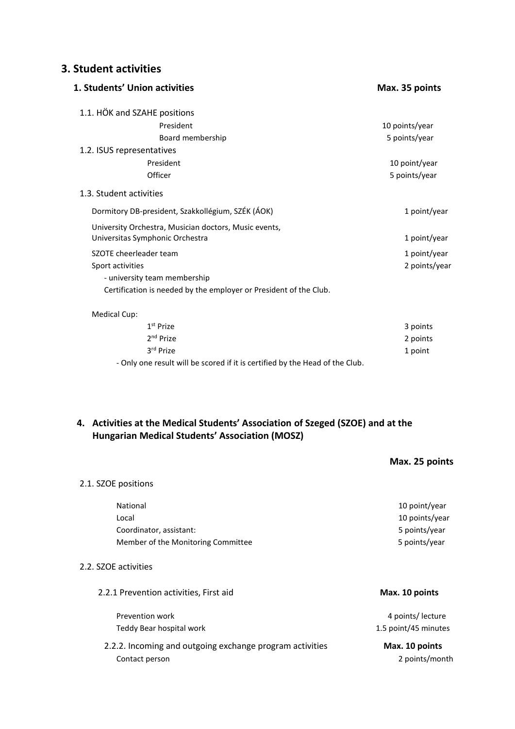## 3. Student activities

### 1. Students' Union activities — Max. 35 points

1.1. HÖK and SZAHE positions

| | |
|---|---|
| President | 10 points/year |
| Board membership | 5 points/year |

1.2. ISUS representatives

| | |
|---|---|
| President | 10 point/year |
| Officer | 5 points/year |

1.3. Student activities

| | |
|---|---|
| Dormitory DB-president, Szakkollégium, SZÉK (ÁOK) | 1 point/year |
| University Orchestra, Musician doctors, Music events, Universitas Symphonic Orchestra | 1 point/year |
| SZOTE cheerleader team | 1 point/year |
| Sport activities | 2 points/year |

- university team membership

Certification is needed by the employer or President of the Club.

Medical Cup:

| | |
|---|---|
| 1st Prize | 3 points |
| 2nd Prize | 2 points |
| 3rd Prize | 1 point |

- Only one result will be scored if it is certified by the Head of the Club.

## 4. Activities at the Medical Students' Association of Szeged (SZOE) and at the Hungarian Medical Students' Association (MOSZ)

**Max. 25 points**

2.1. SZOE positions

| | |
|---|---|
| National | 10 point/year |
| Local | 10 points/year |
| Coordinator, assistant: | 5 points/year |
| Member of the Monitoring Committee | 5 points/year |

2.2. SZOE activities

2.2.1 Prevention activities, First aid — **Max. 10 points**

| | |
|---|---|
| Prevention work | 4 points/ lecture |
| Teddy Bear hospital work | 1.5 point/45 minutes |

2.2.2. Incoming and outgoing exchange program activities — **Max. 10 points**

| | |
|---|---|
| Contact person | 2 points/month |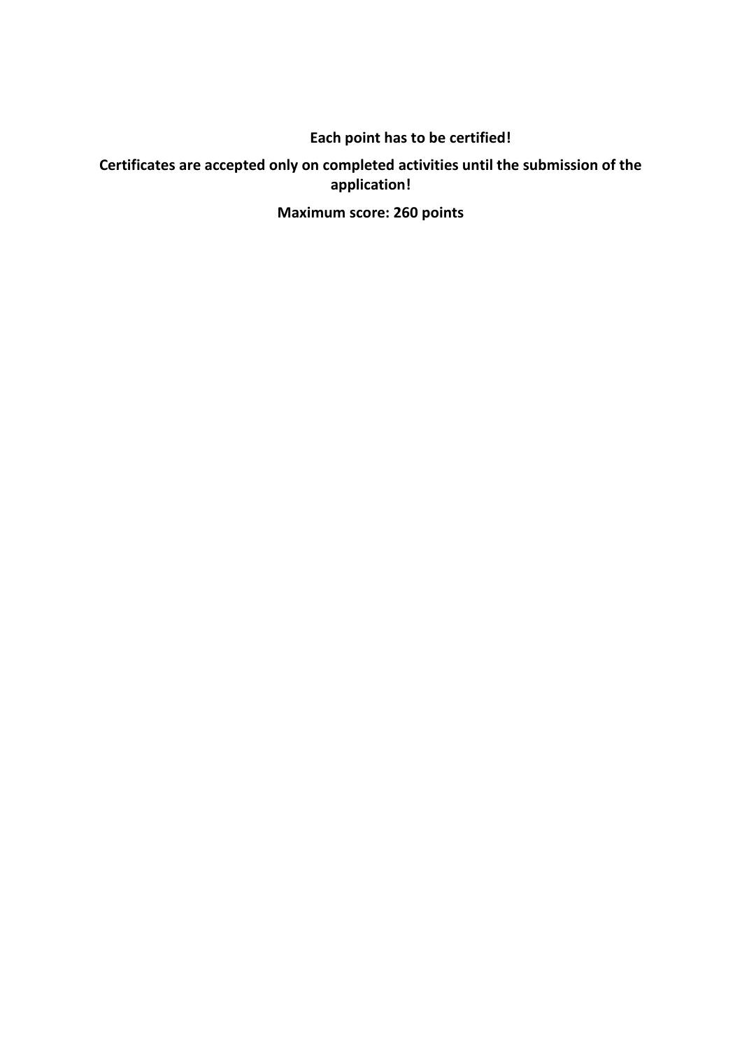**Each point has to be certified!**

**Certificates are accepted only on completed activities until the submission of the application!**

**Maximum score: 260 points**